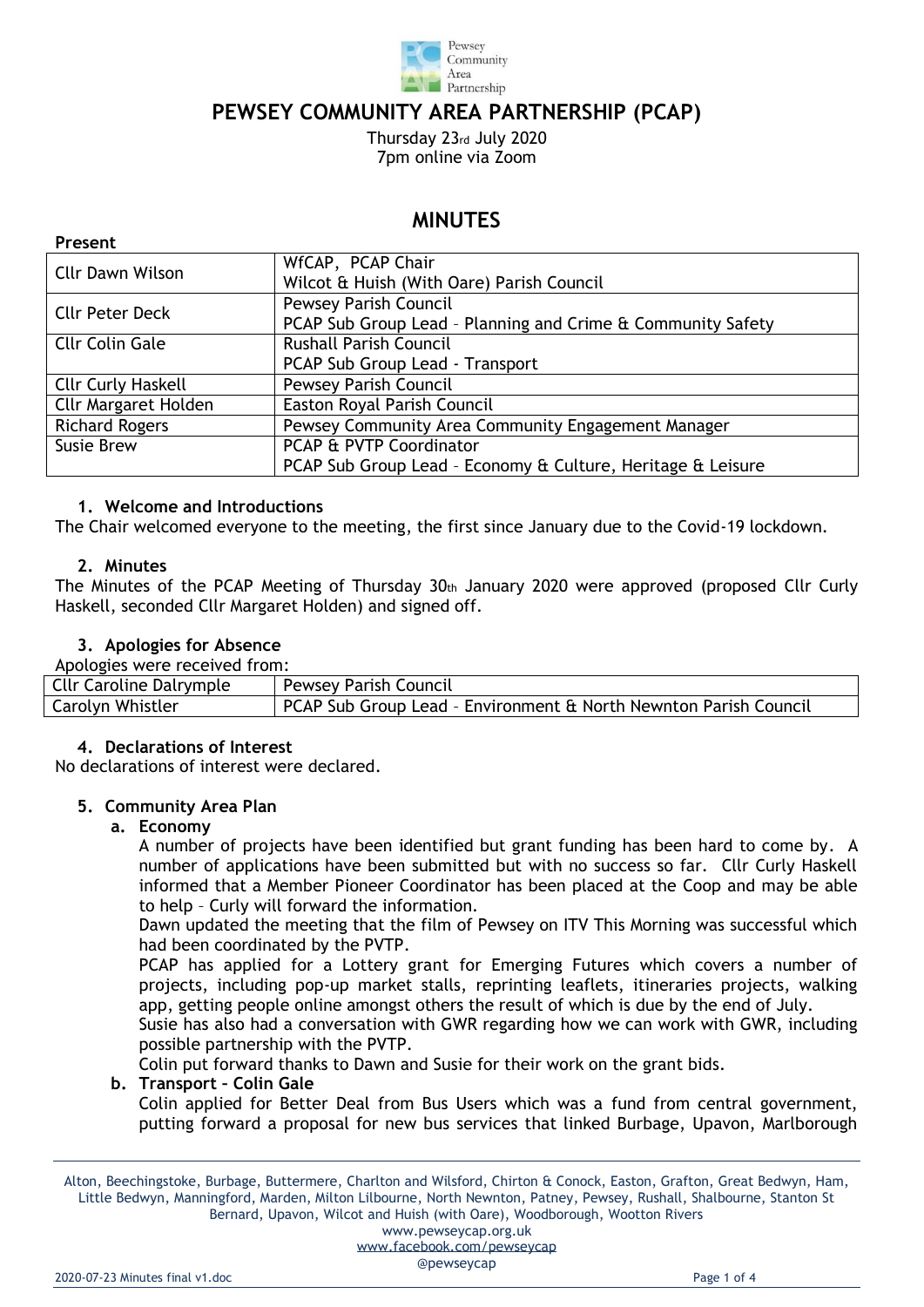# PEWSEY COMMUNITY AREA PARTNERSHIP (PCAP)

Thursday 23rd July 2020
7pm online via Zoom

## MINUTES

**Present**

| | |
|---|---|
| Cllr Dawn Wilson | WfCAP, PCAP Chair<br>Wilcot & Huish (With Oare) Parish Council |
| Cllr Peter Deck | Pewsey Parish Council<br>PCAP Sub Group Lead – Planning and Crime & Community Safety |
| Cllr Colin Gale | Rushall Parish Council<br>PCAP Sub Group Lead - Transport |
| Cllr Curly Haskell | Pewsey Parish Council |
| Cllr Margaret Holden | Easton Royal Parish Council |
| Richard Rogers | Pewsey Community Area Community Engagement Manager |
| Susie Brew | PCAP & PVTP Coordinator<br>PCAP Sub Group Lead – Economy & Culture, Heritage & Leisure |

### 1. Welcome and Introductions

The Chair welcomed everyone to the meeting, the first since January due to the Covid-19 lockdown.

### 2. Minutes

The Minutes of the PCAP Meeting of Thursday 30th January 2020 were approved (proposed Cllr Curly Haskell, seconded Cllr Margaret Holden) and signed off.

### 3. Apologies for Absence

Apologies were received from:

| | |
|---|---|
| Cllr Caroline Dalrymple | Pewsey Parish Council |
| Carolyn Whistler | PCAP Sub Group Lead – Environment & North Newnton Parish Council |

### 4. Declarations of Interest

No declarations of interest were declared.

### 5. Community Area Plan

#### a. Economy

A number of projects have been identified but grant funding has been hard to come by. A number of applications have been submitted but with no success so far. Cllr Curly Haskell informed that a Member Pioneer Coordinator has been placed at the Coop and may be able to help – Curly will forward the information.

Dawn updated the meeting that the film of Pewsey on ITV This Morning was successful which had been coordinated by the PVTP.

PCAP has applied for a Lottery grant for Emerging Futures which covers a number of projects, including pop-up market stalls, reprinting leaflets, itineraries projects, walking app, getting people online amongst others the result of which is due by the end of July.

Susie has also had a conversation with GWR regarding how we can work with GWR, including possible partnership with the PVTP.

Colin put forward thanks to Dawn and Susie for their work on the grant bids.

#### b. Transport – Colin Gale

Colin applied for Better Deal from Bus Users which was a fund from central government, putting forward a proposal for new bus services that linked Burbage, Upavon, Marlborough

Alton, Beechingstoke, Burbage, Buttermere, Charlton and Wilsford, Chirton & Conock, Easton, Grafton, Great Bedwyn, Ham, Little Bedwyn, Manningford, Marden, Milton Lilbourne, North Newnton, Patney, Pewsey, Rushall, Shalbourne, Stanton St Bernard, Upavon, Wilcot and Huish (with Oare), Woodborough, Wootton Rivers
www.pewseycap.org.uk
www.facebook.com/pewseycap
@pewseycap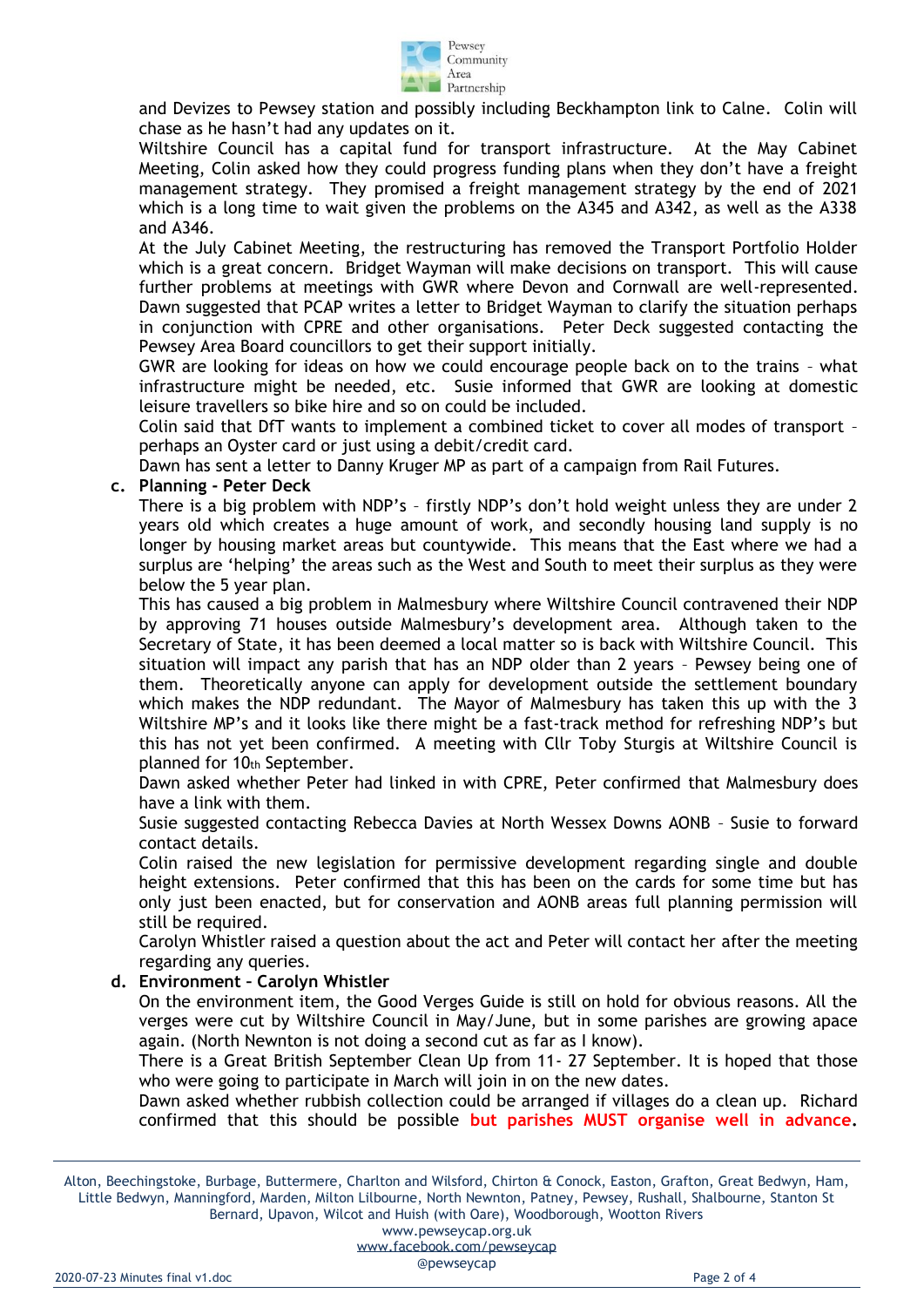and Devizes to Pewsey station and possibly including Beckhampton link to Calne. Colin will chase as he hasn't had any updates on it.

Wiltshire Council has a capital fund for transport infrastructure. At the May Cabinet Meeting, Colin asked how they could progress funding plans when they don't have a freight management strategy. They promised a freight management strategy by the end of 2021 which is a long time to wait given the problems on the A345 and A342, as well as the A338 and A346.

At the July Cabinet Meeting, the restructuring has removed the Transport Portfolio Holder which is a great concern. Bridget Wayman will make decisions on transport. This will cause further problems at meetings with GWR where Devon and Cornwall are well-represented. Dawn suggested that PCAP writes a letter to Bridget Wayman to clarify the situation perhaps in conjunction with CPRE and other organisations. Peter Deck suggested contacting the Pewsey Area Board councillors to get their support initially.

GWR are looking for ideas on how we could encourage people back on to the trains – what infrastructure might be needed, etc. Susie informed that GWR are looking at domestic leisure travellers so bike hire and so on could be included.

Colin said that DfT wants to implement a combined ticket to cover all modes of transport – perhaps an Oyster card or just using a debit/credit card.

Dawn has sent a letter to Danny Kruger MP as part of a campaign from Rail Futures.

**c. Planning - Peter Deck**

There is a big problem with NDP's – firstly NDP's don't hold weight unless they are under 2 years old which creates a huge amount of work, and secondly housing land supply is no longer by housing market areas but countywide. This means that the East where we had a surplus are 'helping' the areas such as the West and South to meet their surplus as they were below the 5 year plan.

This has caused a big problem in Malmesbury where Wiltshire Council contravened their NDP by approving 71 houses outside Malmesbury's development area. Although taken to the Secretary of State, it has been deemed a local matter so is back with Wiltshire Council. This situation will impact any parish that has an NDP older than 2 years – Pewsey being one of them. Theoretically anyone can apply for development outside the settlement boundary which makes the NDP redundant. The Mayor of Malmesbury has taken this up with the 3 Wiltshire MP's and it looks like there might be a fast-track method for refreshing NDP's but this has not yet been confirmed. A meeting with Cllr Toby Sturgis at Wiltshire Council is planned for 10th September.

Dawn asked whether Peter had linked in with CPRE, Peter confirmed that Malmesbury does have a link with them.

Susie suggested contacting Rebecca Davies at North Wessex Downs AONB – Susie to forward contact details.

Colin raised the new legislation for permissive development regarding single and double height extensions. Peter confirmed that this has been on the cards for some time but has only just been enacted, but for conservation and AONB areas full planning permission will still be required.

Carolyn Whistler raised a question about the act and Peter will contact her after the meeting regarding any queries.

**d. Environment – Carolyn Whistler**

On the environment item, the Good Verges Guide is still on hold for obvious reasons. All the verges were cut by Wiltshire Council in May/June, but in some parishes are growing apace again. (North Newnton is not doing a second cut as far as I know).

There is a Great British September Clean Up from 11- 27 September. It is hoped that those who were going to participate in March will join in on the new dates.

Dawn asked whether rubbish collection could be arranged if villages do a clean up. Richard confirmed that this should be possible **but parishes MUST organise well in advance.**

Alton, Beechingstoke, Burbage, Buttermere, Charlton and Wilsford, Chirton & Conock, Easton, Grafton, Great Bedwyn, Ham, Little Bedwyn, Manningford, Marden, Milton Lilbourne, North Newnton, Patney, Pewsey, Rushall, Shalbourne, Stanton St Bernard, Upavon, Wilcot and Huish (with Oare), Woodborough, Wootton Rivers

www.pewseycap.org.uk
www.facebook.com/pewseycap
@pewseycap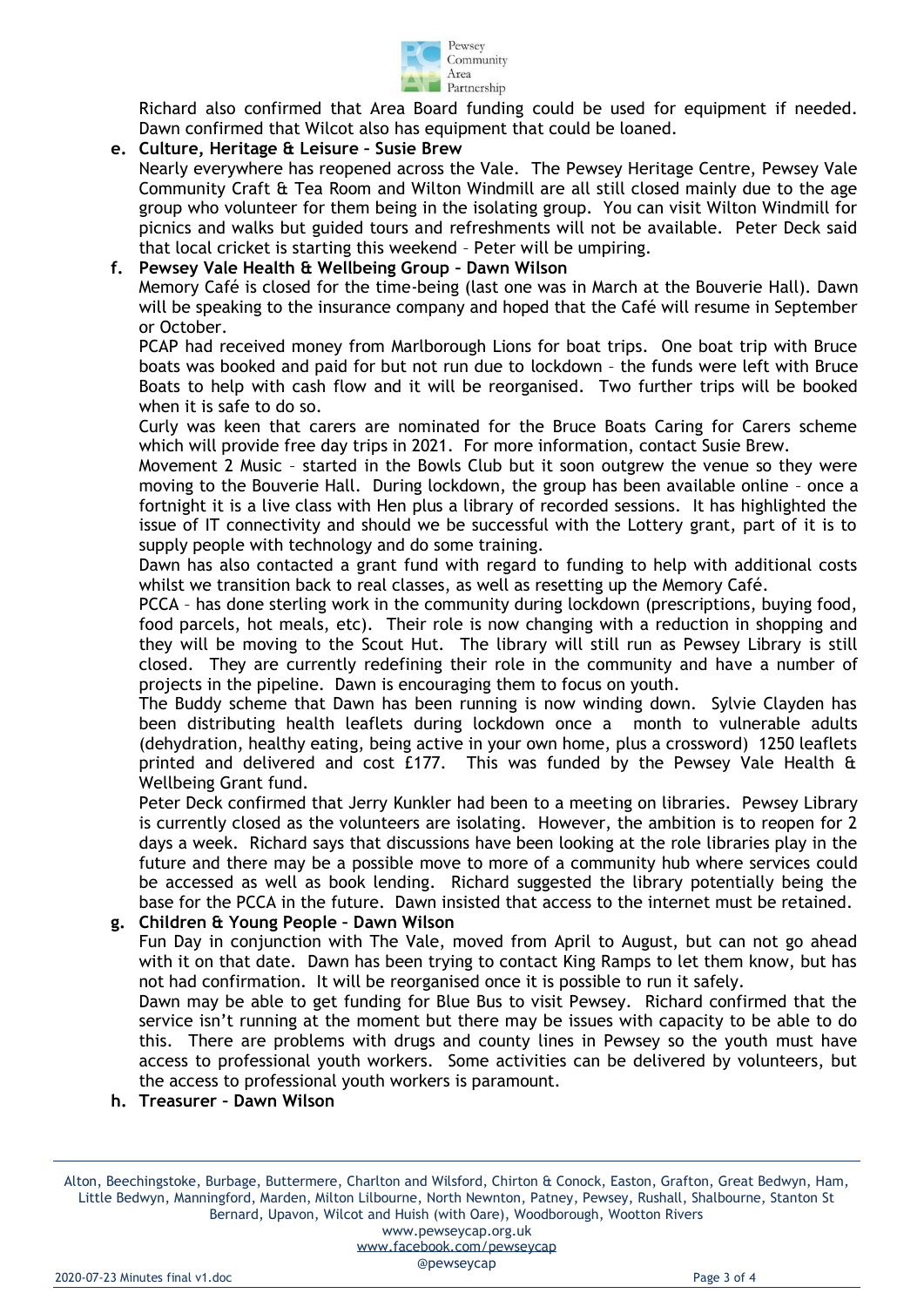Richard also confirmed that Area Board funding could be used for equipment if needed. Dawn confirmed that Wilcot also has equipment that could be loaned.

**e. Culture, Heritage & Leisure – Susie Brew**

Nearly everywhere has reopened across the Vale. The Pewsey Heritage Centre, Pewsey Vale Community Craft & Tea Room and Wilton Windmill are all still closed mainly due to the age group who volunteer for them being in the isolating group. You can visit Wilton Windmill for picnics and walks but guided tours and refreshments will not be available. Peter Deck said that local cricket is starting this weekend – Peter will be umpiring.

**f. Pewsey Vale Health & Wellbeing Group – Dawn Wilson**

Memory Café is closed for the time-being (last one was in March at the Bouverie Hall). Dawn will be speaking to the insurance company and hoped that the Café will resume in September or October.

PCAP had received money from Marlborough Lions for boat trips. One boat trip with Bruce boats was booked and paid for but not run due to lockdown – the funds were left with Bruce Boats to help with cash flow and it will be reorganised. Two further trips will be booked when it is safe to do so.

Curly was keen that carers are nominated for the Bruce Boats Caring for Carers scheme which will provide free day trips in 2021. For more information, contact Susie Brew.

Movement 2 Music – started in the Bowls Club but it soon outgrew the venue so they were moving to the Bouverie Hall. During lockdown, the group has been available online – once a fortnight it is a live class with Hen plus a library of recorded sessions. It has highlighted the issue of IT connectivity and should we be successful with the Lottery grant, part of it is to supply people with technology and do some training.

Dawn has also contacted a grant fund with regard to funding to help with additional costs whilst we transition back to real classes, as well as resetting up the Memory Café.

PCCA – has done sterling work in the community during lockdown (prescriptions, buying food, food parcels, hot meals, etc). Their role is now changing with a reduction in shopping and they will be moving to the Scout Hut. The library will still run as Pewsey Library is still closed. They are currently redefining their role in the community and have a number of projects in the pipeline. Dawn is encouraging them to focus on youth.

The Buddy scheme that Dawn has been running is now winding down. Sylvie Clayden has been distributing health leaflets during lockdown once a month to vulnerable adults (dehydration, healthy eating, being active in your own home, plus a crossword) 1250 leaflets printed and delivered and cost £177. This was funded by the Pewsey Vale Health & Wellbeing Grant fund.

Peter Deck confirmed that Jerry Kunkler had been to a meeting on libraries. Pewsey Library is currently closed as the volunteers are isolating. However, the ambition is to reopen for 2 days a week. Richard says that discussions have been looking at the role libraries play in the future and there may be a possible move to more of a community hub where services could be accessed as well as book lending. Richard suggested the library potentially being the base for the PCCA in the future. Dawn insisted that access to the internet must be retained.

**g. Children & Young People – Dawn Wilson**

Fun Day in conjunction with The Vale, moved from April to August, but can not go ahead with it on that date. Dawn has been trying to contact King Ramps to let them know, but has not had confirmation. It will be reorganised once it is possible to run it safely.

Dawn may be able to get funding for Blue Bus to visit Pewsey. Richard confirmed that the service isn't running at the moment but there may be issues with capacity to be able to do this. There are problems with drugs and county lines in Pewsey so the youth must have access to professional youth workers. Some activities can be delivered by volunteers, but the access to professional youth workers is paramount.

**h. Treasurer – Dawn Wilson**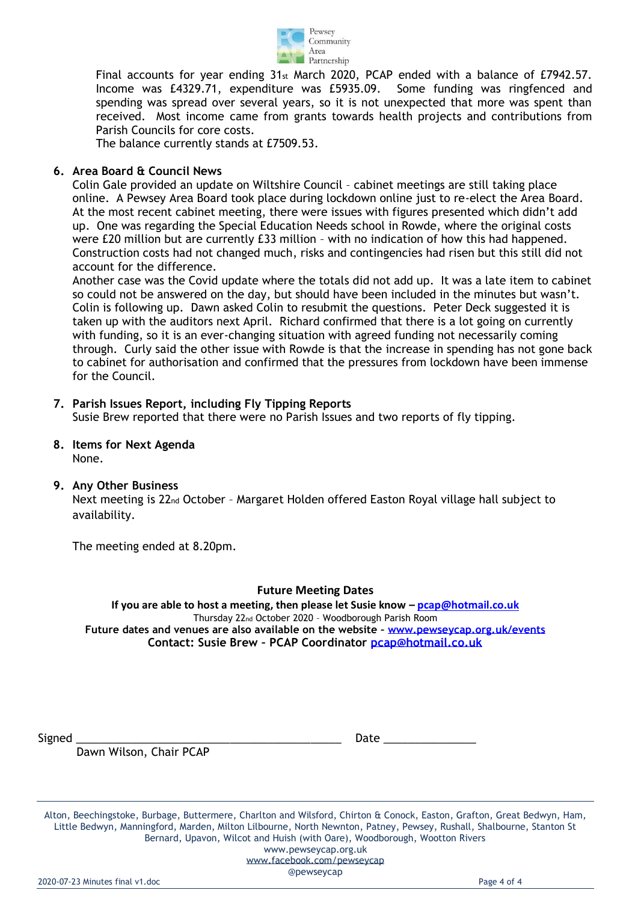Final accounts for year ending 31st March 2020, PCAP ended with a balance of £7942.57. Income was £4329.71, expenditure was £5935.09. Some funding was ringfenced and spending was spread over several years, so it is not unexpected that more was spent than received. Most income came from grants towards health projects and contributions from Parish Councils for core costs.

The balance currently stands at £7509.53.

6. **Area Board & Council News**

   Colin Gale provided an update on Wiltshire Council – cabinet meetings are still taking place online. A Pewsey Area Board took place during lockdown online just to re-elect the Area Board. At the most recent cabinet meeting, there were issues with figures presented which didn't add up. One was regarding the Special Education Needs school in Rowde, where the original costs were £20 million but are currently £33 million – with no indication of how this had happened. Construction costs had not changed much, risks and contingencies had risen but this still did not account for the difference.

   Another case was the Covid update where the totals did not add up. It was a late item to cabinet so could not be answered on the day, but should have been included in the minutes but wasn't. Colin is following up. Dawn asked Colin to resubmit the questions. Peter Deck suggested it is taken up with the auditors next April. Richard confirmed that there is a lot going on currently with funding, so it is an ever-changing situation with agreed funding not necessarily coming through. Curly said the other issue with Rowde is that the increase in spending has not gone back to cabinet for authorisation and confirmed that the pressures from lockdown have been immense for the Council.

7. **Parish Issues Report, including Fly Tipping Reports**

   Susie Brew reported that there were no Parish Issues and two reports of fly tipping.

8. **Items for Next Agenda**

   None.

9. **Any Other Business**

   Next meeting is 22nd October – Margaret Holden offered Easton Royal village hall subject to availability.

   The meeting ended at 8.20pm.

**Future Meeting Dates**

**If you are able to host a meeting, then please let Susie know – pcap@hotmail.co.uk**

Thursday 22nd October 2020 – Woodborough Parish Room

**Future dates and venues are also available on the website – www.pewseycap.org.uk/events**

**Contact: Susie Brew – PCAP Coordinator pcap@hotmail.co.uk**

Signed \_\_\_\_\_\_\_\_\_\_\_\_\_\_\_\_\_\_\_\_\_\_\_\_\_\_\_\_\_\_\_\_\_\_\_\_\_\_\_\_ Date \_\_\_\_\_\_\_\_\_\_\_\_\_\_

Dawn Wilson, Chair PCAP

Alton, Beechingstoke, Burbage, Buttermere, Charlton and Wilsford, Chirton & Conock, Easton, Grafton, Great Bedwyn, Ham, Little Bedwyn, Manningford, Marden, Milton Lilbourne, North Newnton, Patney, Pewsey, Rushall, Shalbourne, Stanton St Bernard, Upavon, Wilcot and Huish (with Oare), Woodborough, Wootton Rivers

www.pewseycap.org.uk

www.facebook.com/pewseycap

@pewseycap